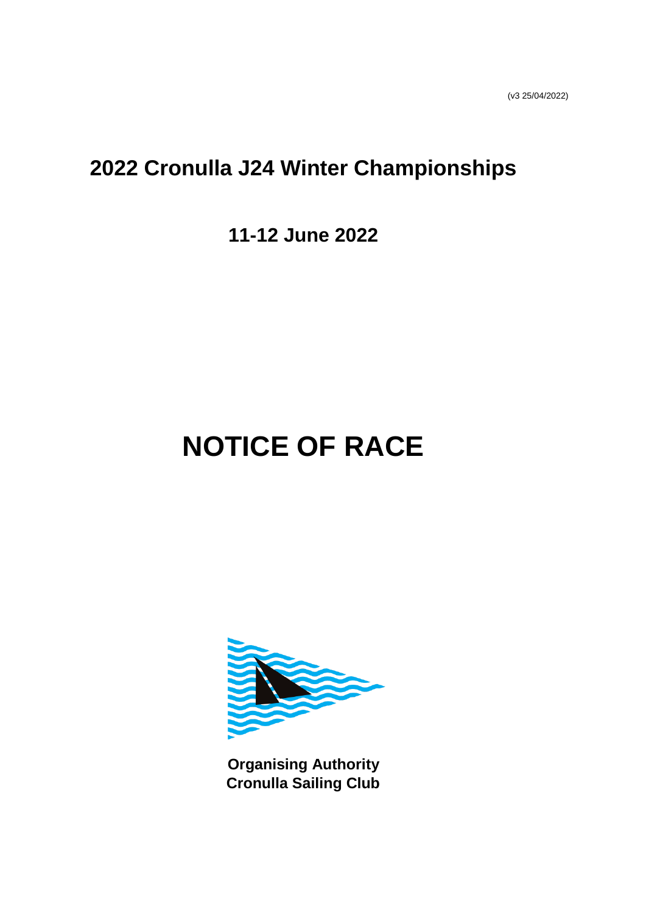(v3 25/04/2022)

# 2022 Cronulla J24 Winter Championships

## 11-12 June 2022

# NOTICE OF RACE

**Organising Authority**
**Cronulla Sailing Club**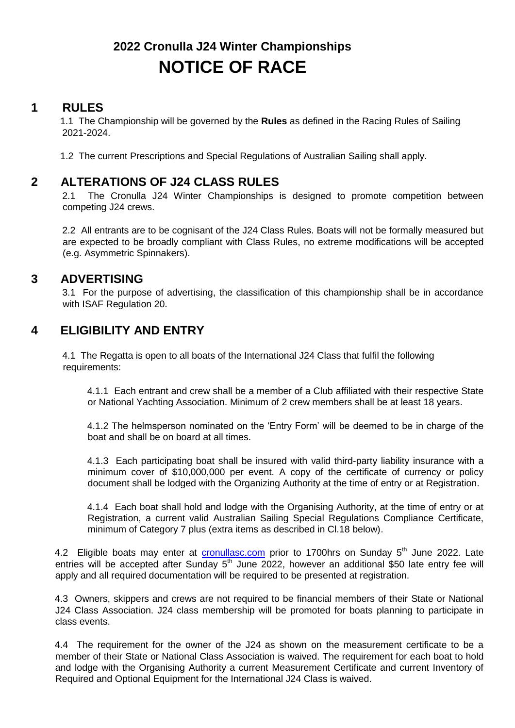# 2022 Cronulla J24 Winter Championships

# NOTICE OF RACE

## 1 RULES

1.1 The Championship will be governed by the **Rules** as defined in the Racing Rules of Sailing 2021-2024.

1.2 The current Prescriptions and Special Regulations of Australian Sailing shall apply.

## 2 ALTERATIONS OF J24 CLASS RULES

2.1 The Cronulla J24 Winter Championships is designed to promote competition between competing J24 crews.

2.2 All entrants are to be cognisant of the J24 Class Rules. Boats will not be formally measured but are expected to be broadly compliant with Class Rules, no extreme modifications will be accepted (e.g. Asymmetric Spinnakers).

## 3 ADVERTISING

3.1 For the purpose of advertising, the classification of this championship shall be in accordance with ISAF Regulation 20.

## 4 ELIGIBILITY AND ENTRY

4.1 The Regatta is open to all boats of the International J24 Class that fulfil the following requirements:

4.1.1 Each entrant and crew shall be a member of a Club affiliated with their respective State or National Yachting Association. Minimum of 2 crew members shall be at least 18 years.

4.1.2 The helmsperson nominated on the 'Entry Form' will be deemed to be in charge of the boat and shall be on board at all times.

4.1.3 Each participating boat shall be insured with valid third-party liability insurance with a minimum cover of $10,000,000 per event. A copy of the certificate of currency or policy document shall be lodged with the Organizing Authority at the time of entry or at Registration.

4.1.4 Each boat shall hold and lodge with the Organising Authority, at the time of entry or at Registration, a current valid Australian Sailing Special Regulations Compliance Certificate, minimum of Category 7 plus (extra items as described in Cl.18 below).

4.2 Eligible boats may enter at cronullasc.com prior to 1700hrs on Sunday 5th June 2022. Late entries will be accepted after Sunday 5th June 2022, however an additional $50 late entry fee will apply and all required documentation will be required to be presented at registration.

4.3 Owners, skippers and crews are not required to be financial members of their State or National J24 Class Association. J24 class membership will be promoted for boats planning to participate in class events.

4.4 The requirement for the owner of the J24 as shown on the measurement certificate to be a member of their State or National Class Association is waived. The requirement for each boat to hold and lodge with the Organising Authority a current Measurement Certificate and current Inventory of Required and Optional Equipment for the International J24 Class is waived.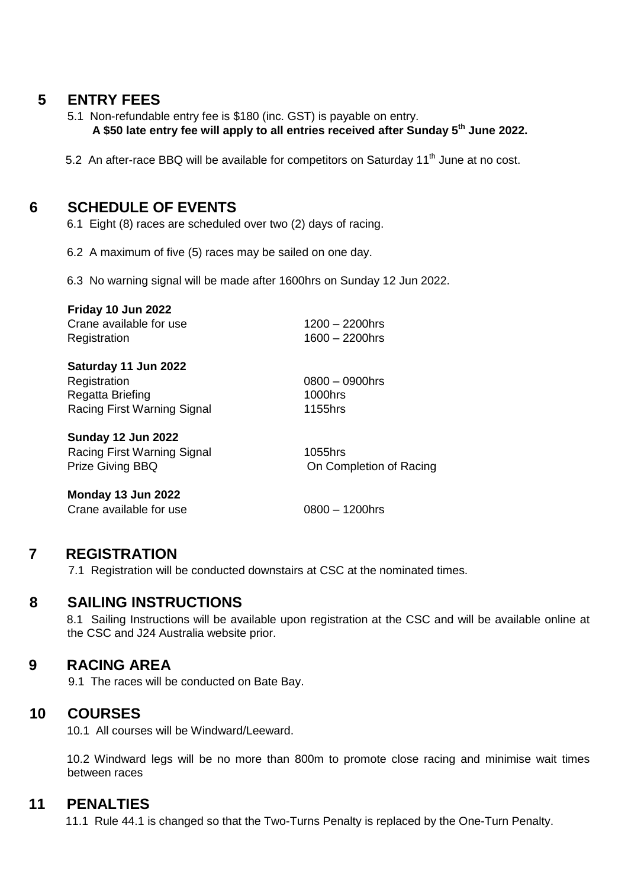## 5 ENTRY FEES

5.1 Non-refundable entry fee is $180 (inc. GST) is payable on entry.
**A $50 late entry fee will apply to all entries received after Sunday 5th June 2022.**

5.2 An after-race BBQ will be available for competitors on Saturday 11th June at no cost.

## 6 SCHEDULE OF EVENTS

6.1 Eight (8) races are scheduled over two (2) days of racing.

6.2 A maximum of five (5) races may be sailed on one day.

6.3 No warning signal will be made after 1600hrs on Sunday 12 Jun 2022.

**Friday 10 Jun 2022**

| | |
|---|---|
| Crane available for use | 1200 – 2200hrs |
| Registration | 1600 – 2200hrs |

**Saturday 11 Jun 2022**

| | |
|---|---|
| Registration | 0800 – 0900hrs |
| Regatta Briefing | 1000hrs |
| Racing First Warning Signal | 1155hrs |

**Sunday 12 Jun 2022**

| | |
|---|---|
| Racing First Warning Signal | 1055hrs |
| Prize Giving BBQ | On Completion of Racing |

**Monday 13 Jun 2022**

| | |
|---|---|
| Crane available for use | 0800 – 1200hrs |

## 7 REGISTRATION

7.1 Registration will be conducted downstairs at CSC at the nominated times.

## 8 SAILING INSTRUCTIONS

8.1 Sailing Instructions will be available upon registration at the CSC and will be available online at the CSC and J24 Australia website prior.

## 9 RACING AREA

9.1 The races will be conducted on Bate Bay.

## 10 COURSES

10.1 All courses will be Windward/Leeward.

10.2 Windward legs will be no more than 800m to promote close racing and minimise wait times between races

## 11 PENALTIES

11.1 Rule 44.1 is changed so that the Two-Turns Penalty is replaced by the One-Turn Penalty.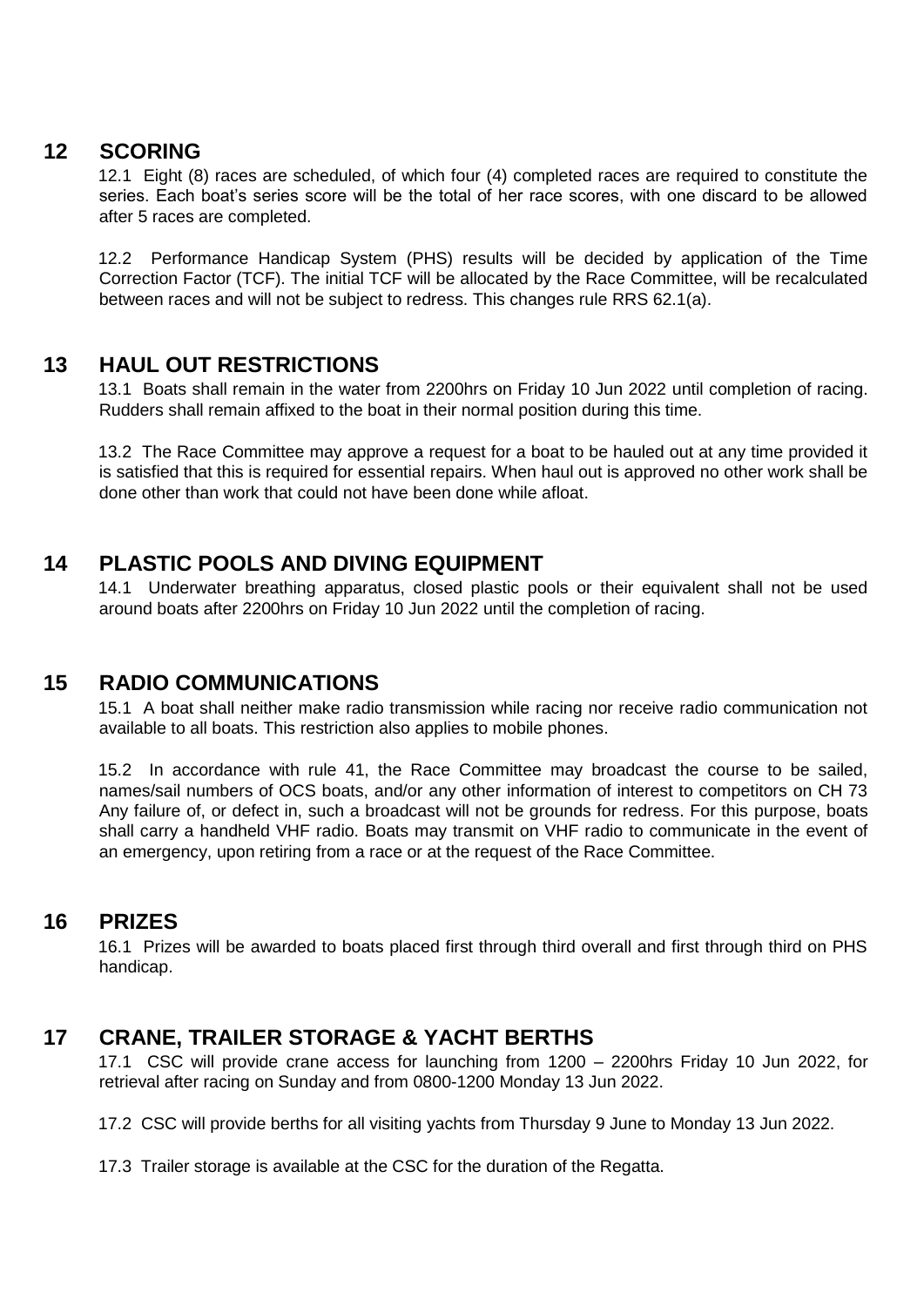## 12 SCORING

12.1 Eight (8) races are scheduled, of which four (4) completed races are required to constitute the series. Each boat's series score will be the total of her race scores, with one discard to be allowed after 5 races are completed.

12.2 Performance Handicap System (PHS) results will be decided by application of the Time Correction Factor (TCF). The initial TCF will be allocated by the Race Committee, will be recalculated between races and will not be subject to redress. This changes rule RRS 62.1(a).

## 13 HAUL OUT RESTRICTIONS

13.1 Boats shall remain in the water from 2200hrs on Friday 10 Jun 2022 until completion of racing. Rudders shall remain affixed to the boat in their normal position during this time.

13.2 The Race Committee may approve a request for a boat to be hauled out at any time provided it is satisfied that this is required for essential repairs. When haul out is approved no other work shall be done other than work that could not have been done while afloat.

## 14 PLASTIC POOLS AND DIVING EQUIPMENT

14.1 Underwater breathing apparatus, closed plastic pools or their equivalent shall not be used around boats after 2200hrs on Friday 10 Jun 2022 until the completion of racing.

## 15 RADIO COMMUNICATIONS

15.1 A boat shall neither make radio transmission while racing nor receive radio communication not available to all boats. This restriction also applies to mobile phones.

15.2 In accordance with rule 41, the Race Committee may broadcast the course to be sailed, names/sail numbers of OCS boats, and/or any other information of interest to competitors on CH 73 Any failure of, or defect in, such a broadcast will not be grounds for redress. For this purpose, boats shall carry a handheld VHF radio. Boats may transmit on VHF radio to communicate in the event of an emergency, upon retiring from a race or at the request of the Race Committee.

## 16 PRIZES

16.1 Prizes will be awarded to boats placed first through third overall and first through third on PHS handicap.

## 17 CRANE, TRAILER STORAGE & YACHT BERTHS

17.1 CSC will provide crane access for launching from 1200 – 2200hrs Friday 10 Jun 2022, for retrieval after racing on Sunday and from 0800-1200 Monday 13 Jun 2022.

17.2 CSC will provide berths for all visiting yachts from Thursday 9 June to Monday 13 Jun 2022.

17.3 Trailer storage is available at the CSC for the duration of the Regatta.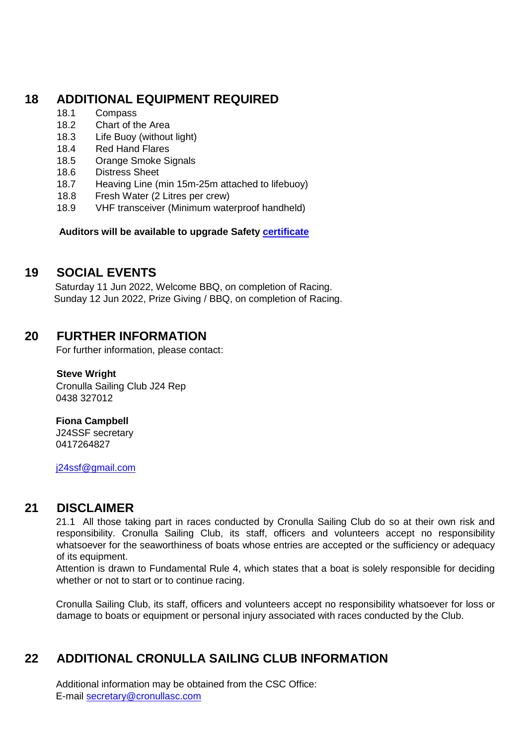## 18 ADDITIONAL EQUIPMENT REQUIRED

18.1 Compass
18.2 Chart of the Area
18.3 Life Buoy (without light)
18.4 Red Hand Flares
18.5 Orange Smoke Signals
18.6 Distress Sheet
18.7 Heaving Line (min 15m-25m attached to lifebuoy)
18.8 Fresh Water (2 Litres per crew)
18.9 VHF transceiver (Minimum waterproof handheld)

**Auditors will be available to upgrade Safety certificate**

## 19 SOCIAL EVENTS

Saturday 11 Jun 2022, Welcome BBQ, on completion of Racing.
Sunday 12 Jun 2022, Prize Giving / BBQ, on completion of Racing.

## 20 FURTHER INFORMATION

For further information, please contact:

**Steve Wright**
Cronulla Sailing Club J24 Rep
0438 327012

**Fiona Campbell**
J24SSF secretary
0417264827

j24ssf@gmail.com

## 21 DISCLAIMER

21.1 All those taking part in races conducted by Cronulla Sailing Club do so at their own risk and responsibility. Cronulla Sailing Club, its staff, officers and volunteers accept no responsibility whatsoever for the seaworthiness of boats whose entries are accepted or the sufficiency or adequacy of its equipment.
Attention is drawn to Fundamental Rule 4, which states that a boat is solely responsible for deciding whether or not to start or to continue racing.

Cronulla Sailing Club, its staff, officers and volunteers accept no responsibility whatsoever for loss or damage to boats or equipment or personal injury associated with races conducted by the Club.

## 22 ADDITIONAL CRONULLA SAILING CLUB INFORMATION

Additional information may be obtained from the CSC Office:
E-mail secretary@cronullasc.com